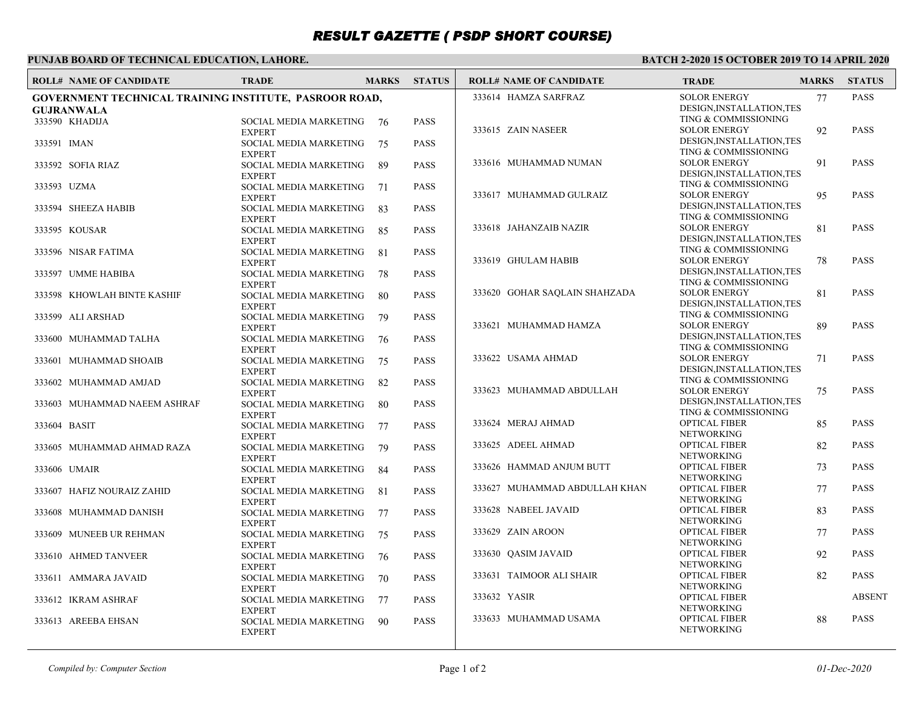# RESULT GAZETTE ( PSDP SHORT COURSE)

**PUNJAB BOARD OF TECHNICAL EDUCATION, LAHORE.**

**BATCH 2-2020 15 OCTOBER 2019 TO 14 APRIL 2020**

## GOVERNMENT TECHNICAL TRAINING INSTITUTE, PASROOR ROAD, GUJRANWALA

| ROLL# | NAME OF CANDIDATE | TRADE | MARKS | STATUS |
|---|---|---|---|---|
| 333590 | KHADIJA | SOCIAL MEDIA MARKETING EXPERT | 76 | PASS |
| 333591 | IMAN | SOCIAL MEDIA MARKETING EXPERT | 75 | PASS |
| 333592 | SOFIA RIAZ | SOCIAL MEDIA MARKETING EXPERT | 89 | PASS |
| 333593 | UZMA | SOCIAL MEDIA MARKETING EXPERT | 71 | PASS |
| 333594 | SHEEZA HABIB | SOCIAL MEDIA MARKETING EXPERT | 83 | PASS |
| 333595 | KOUSAR | SOCIAL MEDIA MARKETING EXPERT | 85 | PASS |
| 333596 | NISAR FATIMA | SOCIAL MEDIA MARKETING EXPERT | 81 | PASS |
| 333597 | UMME HABIBA | SOCIAL MEDIA MARKETING EXPERT | 78 | PASS |
| 333598 | KHOWLAH BINTE KASHIF | SOCIAL MEDIA MARKETING EXPERT | 80 | PASS |
| 333599 | ALI ARSHAD | SOCIAL MEDIA MARKETING EXPERT | 79 | PASS |
| 333600 | MUHAMMAD TALHA | SOCIAL MEDIA MARKETING EXPERT | 76 | PASS |
| 333601 | MUHAMMAD SHOAIB | SOCIAL MEDIA MARKETING EXPERT | 75 | PASS |
| 333602 | MUHAMMAD AMJAD | SOCIAL MEDIA MARKETING EXPERT | 82 | PASS |
| 333603 | MUHAMMAD NAEEM ASHRAF | SOCIAL MEDIA MARKETING EXPERT | 80 | PASS |
| 333604 | BASIT | SOCIAL MEDIA MARKETING EXPERT | 77 | PASS |
| 333605 | MUHAMMAD AHMAD RAZA | SOCIAL MEDIA MARKETING EXPERT | 79 | PASS |
| 333606 | UMAIR | SOCIAL MEDIA MARKETING EXPERT | 84 | PASS |
| 333607 | HAFIZ NOURAIZ ZAHID | SOCIAL MEDIA MARKETING EXPERT | 81 | PASS |
| 333608 | MUHAMMAD DANISH | SOCIAL MEDIA MARKETING EXPERT | 77 | PASS |
| 333609 | MUNEEB UR REHMAN | SOCIAL MEDIA MARKETING EXPERT | 75 | PASS |
| 333610 | AHMED TANVEER | SOCIAL MEDIA MARKETING EXPERT | 76 | PASS |
| 333611 | AMMARA JAVAID | SOCIAL MEDIA MARKETING EXPERT | 70 | PASS |
| 333612 | IKRAM ASHRAF | SOCIAL MEDIA MARKETING EXPERT | 77 | PASS |
| 333613 | AREEBA EHSAN | SOCIAL MEDIA MARKETING EXPERT | 90 | PASS |
| 333614 | HAMZA SARFRAZ | SOLOR ENERGY DESIGN,INSTALLATION,TESTING & COMMISSIONING | 77 | PASS |
| 333615 | ZAIN NASEER | SOLOR ENERGY DESIGN,INSTALLATION,TESTING & COMMISSIONING | 92 | PASS |
| 333616 | MUHAMMAD NUMAN | SOLOR ENERGY DESIGN,INSTALLATION,TESTING & COMMISSIONING | 91 | PASS |
| 333617 | MUHAMMAD GULRAIZ | SOLOR ENERGY DESIGN,INSTALLATION,TESTING & COMMISSIONING | 95 | PASS |
| 333618 | JAHANZAIB NAZIR | SOLOR ENERGY DESIGN,INSTALLATION,TESTING & COMMISSIONING | 81 | PASS |
| 333619 | GHULAM HABIB | SOLOR ENERGY DESIGN,INSTALLATION,TESTING & COMMISSIONING | 78 | PASS |
| 333620 | GOHAR SAQLAIN SHAHZADA | SOLOR ENERGY DESIGN,INSTALLATION,TESTING & COMMISSIONING | 81 | PASS |
| 333621 | MUHAMMAD HAMZA | SOLOR ENERGY DESIGN,INSTALLATION,TESTING & COMMISSIONING | 89 | PASS |
| 333622 | USAMA AHMAD | SOLOR ENERGY DESIGN,INSTALLATION,TESTING & COMMISSIONING | 71 | PASS |
| 333623 | MUHAMMAD ABDULLAH | SOLOR ENERGY DESIGN,INSTALLATION,TESTING & COMMISSIONING | 75 | PASS |
| 333624 | MERAJ AHMAD | OPTICAL FIBER NETWORKING | 85 | PASS |
| 333625 | ADEEL AHMAD | OPTICAL FIBER NETWORKING | 82 | PASS |
| 333626 | HAMMAD ANJUM BUTT | OPTICAL FIBER NETWORKING | 73 | PASS |
| 333627 | MUHAMMAD ABDULLAH KHAN | OPTICAL FIBER NETWORKING | 77 | PASS |
| 333628 | NABEEL JAVAID | OPTICAL FIBER NETWORKING | 83 | PASS |
| 333629 | ZAIN AROON | OPTICAL FIBER NETWORKING | 77 | PASS |
| 333630 | QASIM JAVAID | OPTICAL FIBER NETWORKING | 92 | PASS |
| 333631 | TAIMOOR ALI SHAIR | OPTICAL FIBER NETWORKING | 82 | PASS |
| 333632 | YASIR | OPTICAL FIBER NETWORKING | | ABSENT |
| 333633 | MUHAMMAD USAMA | OPTICAL FIBER NETWORKING | 88 | PASS |

*Compiled by: Computer Section*

*01-Dec-2020*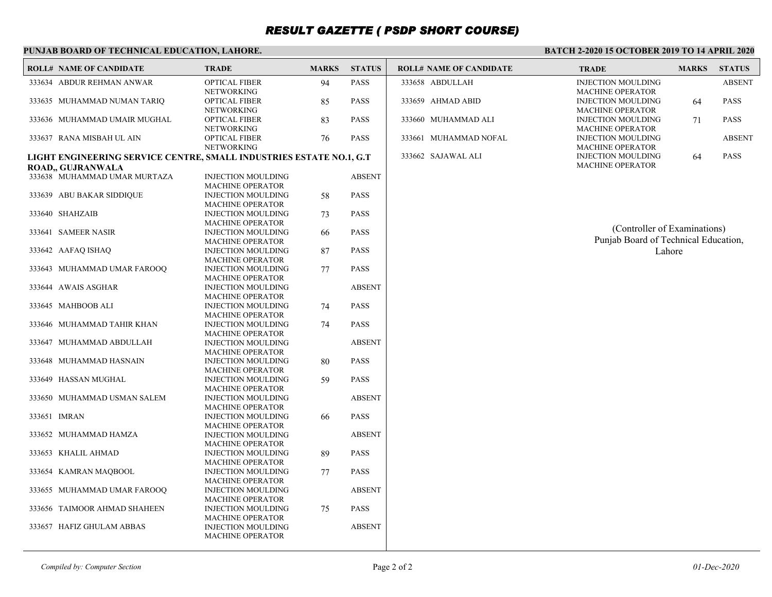# RESULT GAZETTE ( PSDP SHORT COURSE)

**PUNJAB BOARD OF TECHNICAL EDUCATION, LAHORE.** **BATCH 2-2020 15 OCTOBER 2019 TO 14 APRIL 2020**

| ROLL# | NAME OF CANDIDATE | TRADE | MARKS | STATUS |
|---|---|---|---|---|
| 333634 | ABDUR REHMAN ANWAR | OPTICAL FIBER NETWORKING | 94 | PASS |
| 333635 | MUHAMMAD NUMAN TARIQ | OPTICAL FIBER NETWORKING | 85 | PASS |
| 333636 | MUHAMMAD UMAIR MUGHAL | OPTICAL FIBER NETWORKING | 83 | PASS |
| 333637 | RANA MISBAH UL AIN | OPTICAL FIBER NETWORKING | 76 | PASS |

**LIGHT ENGINEERING SERVICE CENTRE, SMALL INDUSTRIES ESTATE NO.1, G.T ROAD,, GUJRANWALA**

| ROLL# | NAME OF CANDIDATE | TRADE | MARKS | STATUS |
|---|---|---|---|---|
| 333638 | MUHAMMAD UMAR MURTAZA | INJECTION MOULDING MACHINE OPERATOR | | ABSENT |
| 333639 | ABU BAKAR SIDDIQUE | INJECTION MOULDING MACHINE OPERATOR | 58 | PASS |
| 333640 | SHAHZAIB | INJECTION MOULDING MACHINE OPERATOR | 73 | PASS |
| 333641 | SAMEER NASIR | INJECTION MOULDING MACHINE OPERATOR | 66 | PASS |
| 333642 | AAFAQ ISHAQ | INJECTION MOULDING MACHINE OPERATOR | 87 | PASS |
| 333643 | MUHAMMAD UMAR FAROOQ | INJECTION MOULDING MACHINE OPERATOR | 77 | PASS |
| 333644 | AWAIS ASGHAR | INJECTION MOULDING MACHINE OPERATOR | | ABSENT |
| 333645 | MAHBOOB ALI | INJECTION MOULDING MACHINE OPERATOR | 74 | PASS |
| 333646 | MUHAMMAD TAHIR KHAN | INJECTION MOULDING MACHINE OPERATOR | 74 | PASS |
| 333647 | MUHAMMAD ABDULLAH | INJECTION MOULDING MACHINE OPERATOR | | ABSENT |
| 333648 | MUHAMMAD HASNAIN | INJECTION MOULDING MACHINE OPERATOR | 80 | PASS |
| 333649 | HASSAN MUGHAL | INJECTION MOULDING MACHINE OPERATOR | 59 | PASS |
| 333650 | MUHAMMAD USMAN SALEM | INJECTION MOULDING MACHINE OPERATOR | | ABSENT |
| 333651 | IMRAN | INJECTION MOULDING MACHINE OPERATOR | 66 | PASS |
| 333652 | MUHAMMAD HAMZA | INJECTION MOULDING MACHINE OPERATOR | | ABSENT |
| 333653 | KHALIL AHMAD | INJECTION MOULDING MACHINE OPERATOR | 89 | PASS |
| 333654 | KAMRAN MAQBOOL | INJECTION MOULDING MACHINE OPERATOR | 77 | PASS |
| 333655 | MUHAMMAD UMAR FAROOQ | INJECTION MOULDING MACHINE OPERATOR | | ABSENT |
| 333656 | TAIMOOR AHMAD SHAHEEN | INJECTION MOULDING MACHINE OPERATOR | 75 | PASS |
| 333657 | HAFIZ GHULAM ABBAS | INJECTION MOULDING MACHINE OPERATOR | | ABSENT |
| 333658 | ABDULLAH | INJECTION MOULDING MACHINE OPERATOR | | ABSENT |
| 333659 | AHMAD ABID | INJECTION MOULDING MACHINE OPERATOR | 64 | PASS |
| 333660 | MUHAMMAD ALI | INJECTION MOULDING MACHINE OPERATOR | 71 | PASS |
| 333661 | MUHAMMAD NOFAL | INJECTION MOULDING MACHINE OPERATOR | | ABSENT |
| 333662 | SAJAWAL ALI | INJECTION MOULDING MACHINE OPERATOR | 64 | PASS |

(Controller of Examinations)
Punjab Board of Technical Education, Lahore

*Compiled by: Computer Section*

*01-Dec-2020*